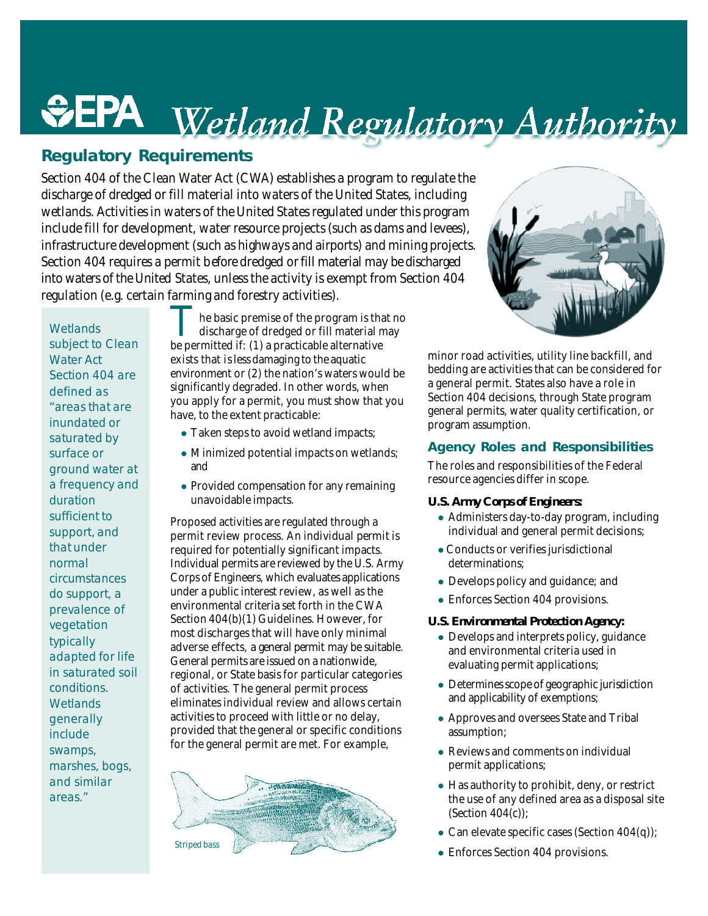# EPA Wetland Regulatory Authority

## Regulatory Requirements

Section 404 of the Clean Water Act (CWA) establishes a program to regulate the discharge of dredged or fill material into waters of the United States, including wetlands. Activities in waters of the United States regulated under this program include fill for development, water resource projects (such as dams and levees), infrastructure development (such as highways and airports) and mining projects. Section 404 requires a permit before dredged or fill material may be discharged into waters of the United States, unless the activity is exempt from Section 404 regulation (e.g. certain farming and forestry activities).

*Wetlands subject to Clean Water Act Section 404 are defined as "areas that are inundated or saturated by surface or ground water at a frequency and duration sufficient to support, and that under normal circumstances do support, a prevalence of vegetation typically adapted for life in saturated soil conditions. Wetlands generally include swamps, marshes, bogs, and similar areas."*

The basic premise of the program is that no discharge of dredged or fill material may be permitted if: (1) a practicable alternative exists that is less damaging to the aquatic environment or (2) the nation's waters would be significantly degraded. In other words, when you apply for a permit, you must show that you have, to the extent practicable:

- Taken steps to avoid wetland impacts;
- Minimized potential impacts on wetlands; and
- Provided compensation for any remaining unavoidable impacts.

Proposed activities are regulated through a permit review process. An individual permit is required for potentially significant impacts. Individual permits are reviewed by the U.S. Army Corps of Engineers, which evaluates applications under a public interest review, as well as the environmental criteria set forth in the CWA Section 404(b)(1) Guidelines. However, for most discharges that will have only minimal adverse effects, a general permit may be suitable. General permits are issued on a nationwide, regional, or State basis for particular categories of activities. The general permit process eliminates individual review and allows certain activities to proceed with little or no delay, provided that the general or specific conditions for the general permit are met. For example, minor road activities, utility line backfill, and bedding are activities that can be considered for a general permit. States also have a role in Section 404 decisions, through State program general permits, water quality certification, or program assumption.

Striped bass

## Agency Roles and Responsibilities

The roles and responsibilities of the Federal resource agencies differ in scope.

**U.S. Army Corps of Engineers:**

- Administers day-to-day program, including individual and general permit decisions;
- Conducts or verifies jurisdictional determinations;
- Develops policy and guidance; and
- Enforces Section 404 provisions.

**U.S. Environmental Protection Agency:**

- Develops and interprets policy, guidance and environmental criteria used in evaluating permit applications;
- Determines scope of geographic jurisdiction and applicability of exemptions;
- Approves and oversees State and Tribal assumption;
- Reviews and comments on individual permit applications;
- Has authority to prohibit, deny, or restrict the use of any defined area as a disposal site (Section 404(c));
- Can elevate specific cases (Section 404(q));
- Enforces Section 404 provisions.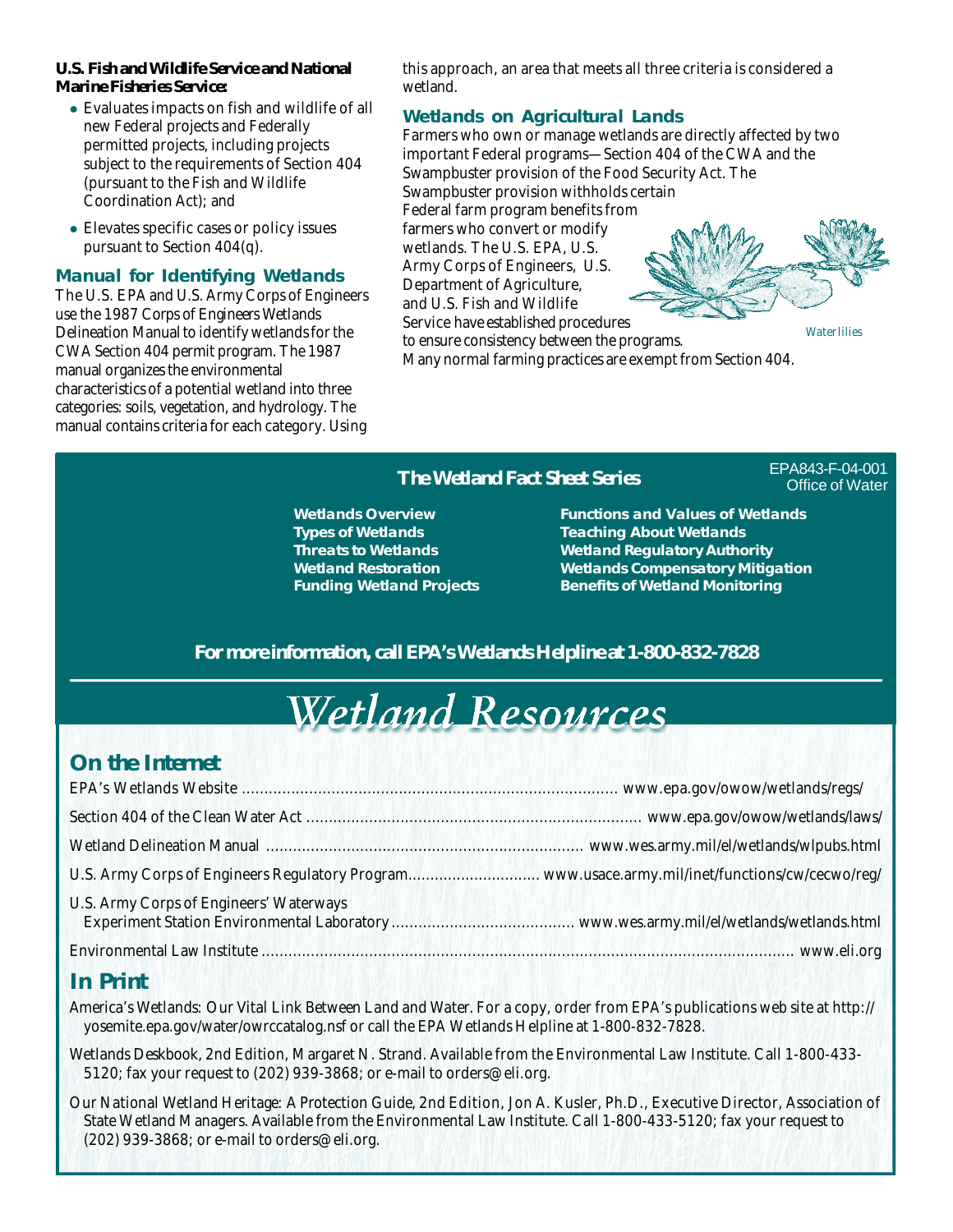**U.S. Fish and Wildlife Service and National Marine Fisheries Service:**

- Evaluates impacts on fish and wildlife of all new Federal projects and Federally permitted projects, including projects subject to the requirements of Section 404 (pursuant to the Fish and Wildlife Coordination Act); and
- Elevates specific cases or policy issues pursuant to Section 404(q).

### Manual for Identifying Wetlands

The U.S. EPA and U.S. Army Corps of Engineers use the 1987 Corps of Engineers Wetlands Delineation Manual to identify wetlands for the CWA Section 404 permit program. The 1987 manual organizes the environmental characteristics of a potential wetland into three categories: soils, vegetation, and hydrology. The manual contains criteria for each category. Using this approach, an area that meets all three criteria is considered a wetland.

### Wetlands on Agricultural Lands

Farmers who own or manage wetlands are directly affected by two important Federal programs—Section 404 of the CWA and the Swampbuster provision of the Food Security Act. The Swampbuster provision withholds certain Federal farm program benefits from farmers who convert or modify wetlands. The U.S. EPA, U.S. Army Corps of Engineers, U.S. Department of Agriculture, and U.S. Fish and Wildlife Service have established procedures to ensure consistency between the programs. Many normal farming practices are exempt from Section 404.

*Water lilies*

**The Wetland Fact Sheet Series**

EPA843-F-04-001
Office of Water

- **Wetlands Overview**
- **Types of Wetlands**
- **Threats to Wetlands**
- **Wetland Restoration**
- **Funding Wetland Projects**
- **Functions and Values of Wetlands**
- **Teaching About Wetlands**
- **Wetland Regulatory Authority**
- **Wetlands Compensatory Mitigation**
- **Benefits of Wetland Monitoring**

**For more information, call EPA's Wetlands Helpline at 1-800-832-7828**

# Wetland Resources

## On the Internet

EPA's Wetlands Website ........ www.epa.gov/owow/wetlands/regs/

Section 404 of the Clean Water Act ........ www.epa.gov/owow/wetlands/laws/

Wetland Delineation Manual ........ www.wes.army.mil/el/wetlands/wlpubs.html

U.S. Army Corps of Engineers Regulatory Program........ www.usace.army.mil/inet/functions/cw/cecwo/reg/

U.S. Army Corps of Engineers' Waterways Experiment Station Environmental Laboratory ........ www.wes.army.mil/el/wetlands/wetlands.html

Environmental Law Institute ........ www.eli.org

## In Print

America's Wetlands: Our Vital Link Between Land and Water. For a copy, order from EPA's publications web site at http://yosemite.epa.gov/water/owrccatalog.nsf or call the EPA Wetlands Helpline at 1-800-832-7828.

Wetlands Deskbook, 2nd Edition, Margaret N. Strand. Available from the Environmental Law Institute. Call 1-800-433-5120; fax your request to (202) 939-3868; or e-mail to orders@eli.org.

Our National Wetland Heritage: A Protection Guide, 2nd Edition, Jon A. Kusler, Ph.D., Executive Director, Association of State Wetland Managers. Available from the Environmental Law Institute. Call 1-800-433-5120; fax your request to (202) 939-3868; or e-mail to orders@eli.org.